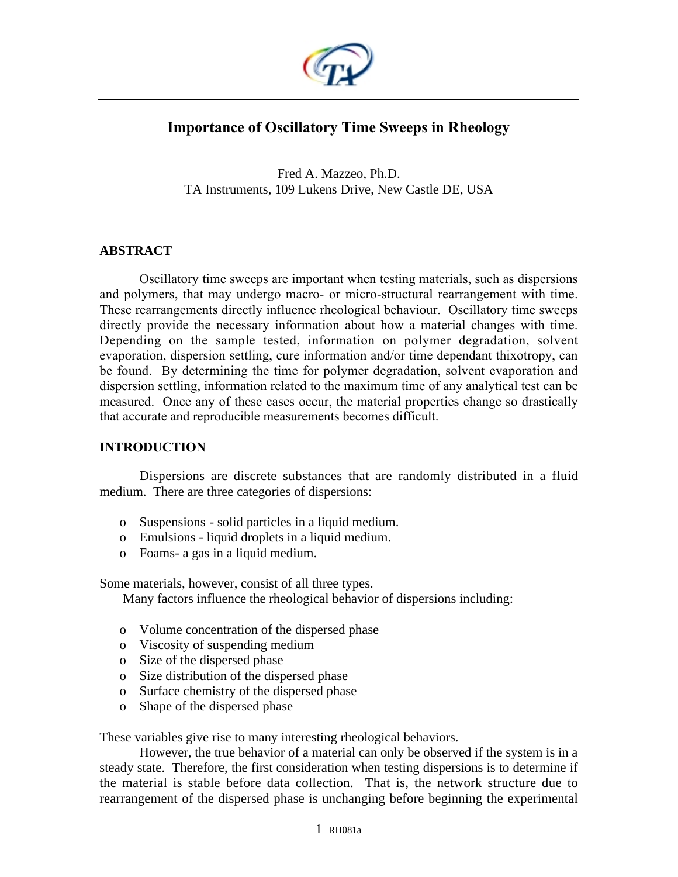# Importance of Oscillatory Time Sweeps in Rheology

Fred A. Mazzeo, Ph.D.
TA Instruments, 109 Lukens Drive, New Castle DE, USA

## ABSTRACT

Oscillatory time sweeps are important when testing materials, such as dispersions and polymers, that may undergo macro- or micro-structural rearrangement with time. These rearrangements directly influence rheological behaviour. Oscillatory time sweeps directly provide the necessary information about how a material changes with time. Depending on the sample tested, information on polymer degradation, solvent evaporation, dispersion settling, cure information and/or time dependant thixotropy, can be found. By determining the time for polymer degradation, solvent evaporation and dispersion settling, information related to the maximum time of any analytical test can be measured. Once any of these cases occur, the material properties change so drastically that accurate and reproducible measurements becomes difficult.

## INTRODUCTION

Dispersions are discrete substances that are randomly distributed in a fluid medium. There are three categories of dispersions:

- Suspensions - solid particles in a liquid medium.
- Emulsions - liquid droplets in a liquid medium.
- Foams- a gas in a liquid medium.

Some materials, however, consist of all three types.

Many factors influence the rheological behavior of dispersions including:

- Volume concentration of the dispersed phase
- Viscosity of suspending medium
- Size of the dispersed phase
- Size distribution of the dispersed phase
- Surface chemistry of the dispersed phase
- Shape of the dispersed phase

These variables give rise to many interesting rheological behaviors.

However, the true behavior of a material can only be observed if the system is in a steady state. Therefore, the first consideration when testing dispersions is to determine if the material is stable before data collection. That is, the network structure due to rearrangement of the dispersed phase is unchanging before beginning the experimental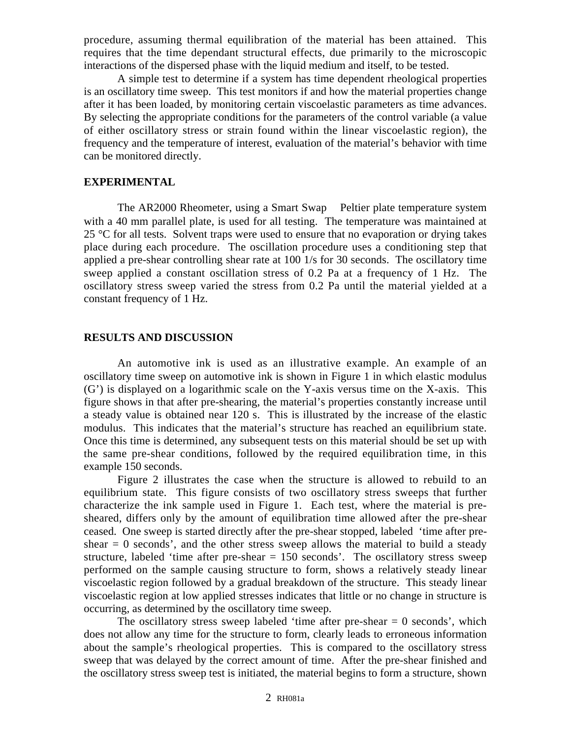procedure, assuming thermal equilibration of the material has been attained. This requires that the time dependant structural effects, due primarily to the microscopic interactions of the dispersed phase with the liquid medium and itself, to be tested.

A simple test to determine if a system has time dependent rheological properties is an oscillatory time sweep. This test monitors if and how the material properties change after it has been loaded, by monitoring certain viscoelastic parameters as time advances. By selecting the appropriate conditions for the parameters of the control variable (a value of either oscillatory stress or strain found within the linear viscoelastic region), the frequency and the temperature of interest, evaluation of the material's behavior with time can be monitored directly.

## EXPERIMENTAL

The AR2000 Rheometer, using a Smart Swap Peltier plate temperature system with a 40 mm parallel plate, is used for all testing. The temperature was maintained at 25 °C for all tests. Solvent traps were used to ensure that no evaporation or drying takes place during each procedure. The oscillation procedure uses a conditioning step that applied a pre-shear controlling shear rate at 100 1/s for 30 seconds. The oscillatory time sweep applied a constant oscillation stress of 0.2 Pa at a frequency of 1 Hz. The oscillatory stress sweep varied the stress from 0.2 Pa until the material yielded at a constant frequency of 1 Hz.

## RESULTS AND DISCUSSION

An automotive ink is used as an illustrative example. An example of an oscillatory time sweep on automotive ink is shown in Figure 1 in which elastic modulus (G') is displayed on a logarithmic scale on the Y-axis versus time on the X-axis. This figure shows in that after pre-shearing, the material's properties constantly increase until a steady value is obtained near 120 s. This is illustrated by the increase of the elastic modulus. This indicates that the material's structure has reached an equilibrium state. Once this time is determined, any subsequent tests on this material should be set up with the same pre-shear conditions, followed by the required equilibration time, in this example 150 seconds.

Figure 2 illustrates the case when the structure is allowed to rebuild to an equilibrium state. This figure consists of two oscillatory stress sweeps that further characterize the ink sample used in Figure 1. Each test, where the material is pre-sheared, differs only by the amount of equilibration time allowed after the pre-shear ceased. One sweep is started directly after the pre-shear stopped, labeled 'time after pre-shear = 0 seconds', and the other stress sweep allows the material to build a steady structure, labeled 'time after pre-shear = 150 seconds'. The oscillatory stress sweep performed on the sample causing structure to form, shows a relatively steady linear viscoelastic region followed by a gradual breakdown of the structure. This steady linear viscoelastic region at low applied stresses indicates that little or no change in structure is occurring, as determined by the oscillatory time sweep.

The oscillatory stress sweep labeled 'time after pre-shear = 0 seconds', which does not allow any time for the structure to form, clearly leads to erroneous information about the sample's rheological properties. This is compared to the oscillatory stress sweep that was delayed by the correct amount of time. After the pre-shear finished and the oscillatory stress sweep test is initiated, the material begins to form a structure, shown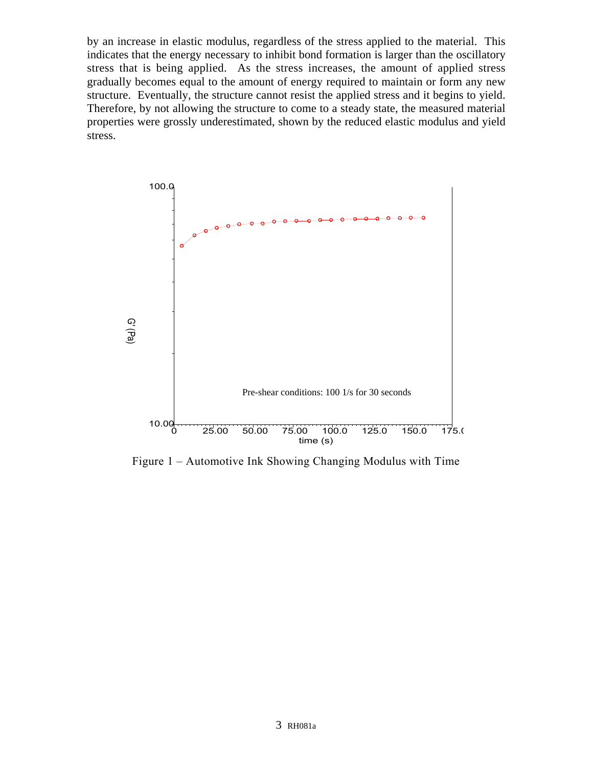by an increase in elastic modulus, regardless of the stress applied to the material. This indicates that the energy necessary to inhibit bond formation is larger than the oscillatory stress that is being applied. As the stress increases, the amount of applied stress gradually becomes equal to the amount of energy required to maintain or form any new structure. Eventually, the structure cannot resist the applied stress and it begins to yield. Therefore, by not allowing the structure to come to a steady state, the measured material properties were grossly underestimated, shown by the reduced elastic modulus and yield stress.

Figure 1 – Automotive Ink Showing Changing Modulus with Time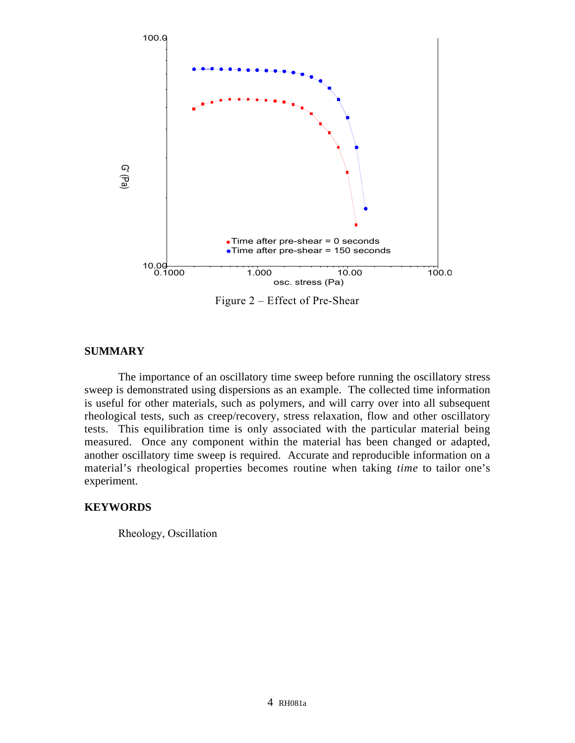100.0

10.00

0.1000

1.000

10.00

100.0

G' (Pa)

osc. stress (Pa)

Time after pre-shear = 0 seconds

Time after pre-shear = 150 seconds

Figure 2 – Effect of Pre-Shear

## SUMMARY

The importance of an oscillatory time sweep before running the oscillatory stress sweep is demonstrated using dispersions as an example. The collected time information is useful for other materials, such as polymers, and will carry over into all subsequent rheological tests, such as creep/recovery, stress relaxation, flow and other oscillatory tests. This equilibration time is only associated with the particular material being measured. Once any component within the material has been changed or adapted, another oscillatory time sweep is required. Accurate and reproducible information on a material's rheological properties becomes routine when taking *time* to tailor one's experiment.

## KEYWORDS

Rheology, Oscillation